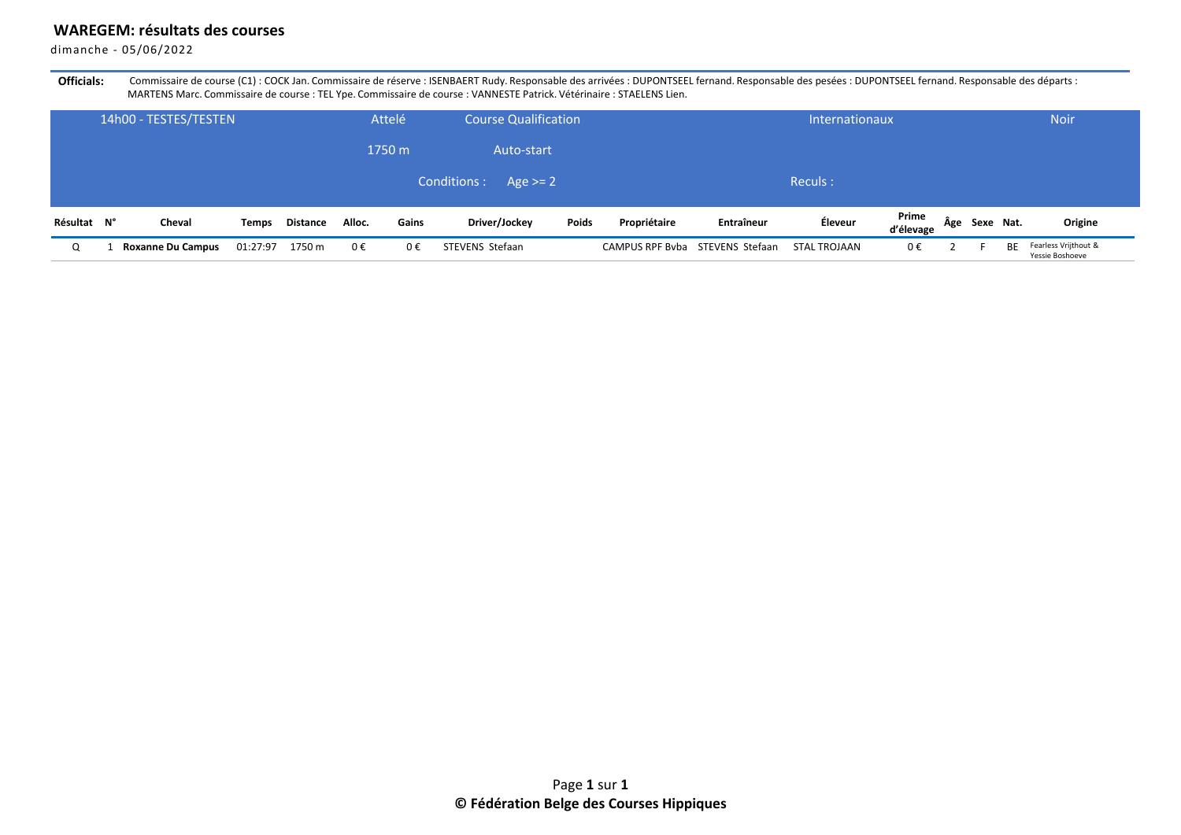**WAREGEM: résultats des courses**

dimanche - 05/06/2022

**Officials:** Commissaire de course (C1) : COCK Jan. Commissaire de réserve : ISENBAERT Rudy. Responsable des arrivées : DUPONTSEEL fernand. Responsable des pesées : DUPONTSEEL fernand. Responsable des départs : MARTENS Marc. Commissaire de course : TEL Ype. Commissaire de course : VANNESTE Patrick. Vétérinaire : STAELENS Lien.

| 14h00 - TESTES/TESTEN | Attelé | Course Qualification | Internationaux | Noir |
|---|---|---|---|---|
| | 1750 m | Auto-start | | |
| | | Conditions : Age >= 2 | Reculs : | |

| Résultat | N° | Cheval | Temps | Distance | Alloc. | Gains | Driver/Jockey | Poids | Propriétaire | Entraîneur | Éleveur | Prime d'élevage | Âge | Sexe | Nat. | Origine |
|---|---|---|---|---|---|---|---|---|---|---|---|---|---|---|---|---|
| Q | 1 | **Roxanne Du Campus** | 01:27:97 | 1750 m | 0 € | 0 € | STEVENS Stefaan | | CAMPUS RPF Bvba | STEVENS Stefaan | STAL TROJAAN | 0 € | 2 | F | BE | Fearless Vrijthout & Yessie Boshoeve |

© Fédération Belge des Courses Hippiques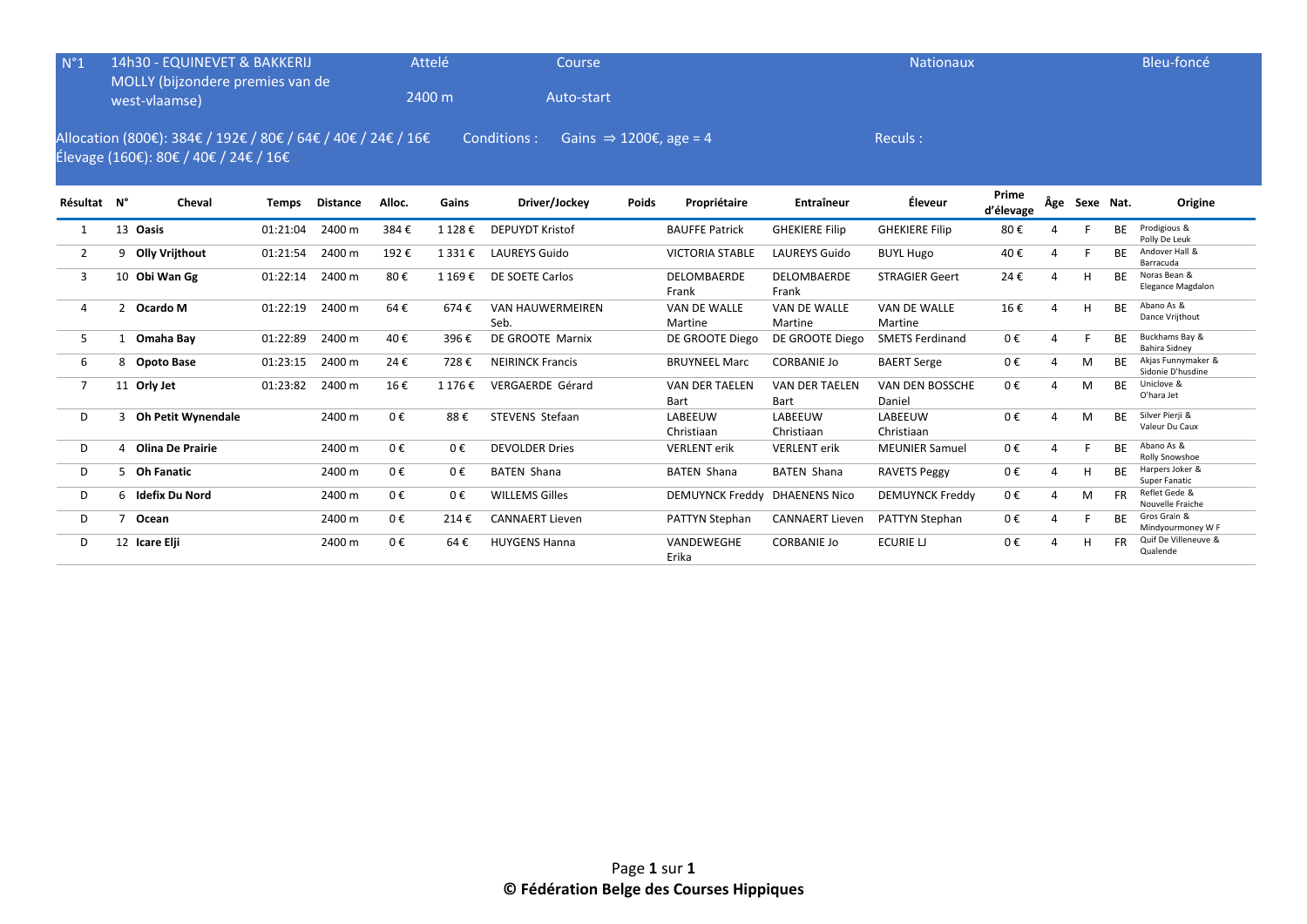| N°1 | 14h30 - EQUINEVET & BAKKERIJ MOLLY (bijzondere premies van de west-vlaamse) | Attelé 2400 m | Course Auto-start | Nationaux | Bleu-foncé |
|---|---|---|---|---|---|

Allocation (800€): 384€ / 192€ / 80€ / 64€ / 40€ / 24€ / 16€
Élevage (160€): 80€ / 40€ / 24€ / 16€

Conditions : Gains ⇒ 1200€, age = 4

Reculs :

| Résultat | N° | Cheval | Temps | Distance | Alloc. | Gains | Driver/Jockey | Poids | Propriétaire | Entraîneur | Éleveur | Prime d'élevage | Âge | Sexe | Nat. | Origine |
|---|---|---|---|---|---|---|---|---|---|---|---|---|---|---|---|---|
| 1 | 13 | **Oasis** | 01:21:04 | 2400 m | 384 € | 1 128 € | DEPUYDT Kristof | | BAUFFE Patrick | GHEKIERE Filip | GHEKIERE Filip | 80 € | 4 | F | BE | Prodigious & Polly De Leuk |
| 2 | 9 | **Olly Vrijthout** | 01:21:54 | 2400 m | 192 € | 1 331 € | LAUREYS Guido | | VICTORIA STABLE | LAUREYS Guido | BUYL Hugo | 40 € | 4 | F | BE | Andover Hall & Barracuda |
| 3 | 10 | **Obi Wan Gg** | 01:22:14 | 2400 m | 80 € | 1 169 € | DE SOETE Carlos | | DELOMBAERDE Frank | DELOMBAERDE Frank | STRAGIER Geert | 24 € | 4 | H | BE | Noras Bean & Elegance Magdalon |
| 4 | 2 | **Ocardo M** | 01:22:19 | 2400 m | 64 € | 674 € | VAN HAUWERMEIREN Seb. | | VAN DE WALLE Martine | VAN DE WALLE Martine | VAN DE WALLE Martine | 16 € | 4 | H | BE | Abano As & Dance Vrijthout |
| 5 | 1 | **Omaha Bay** | 01:22:89 | 2400 m | 40 € | 396 € | DE GROOTE Marnix | | DE GROOTE Diego | DE GROOTE Diego | SMETS Ferdinand | 0 € | 4 | F | BE | Buckhams Bay & Bahira Sidney |
| 6 | 8 | **Opoto Base** | 01:23:15 | 2400 m | 24 € | 728 € | NEIRINCK Francis | | BRUYNEEL Marc | CORBANIE Jo | BAERT Serge | 0 € | 4 | M | BE | Akjas Funnymaker & Sidonie D'husdine |
| 7 | 11 | **Orly Jet** | 01:23:82 | 2400 m | 16 € | 1 176 € | VERGAERDE Gérard | | VAN DER TAELEN Bart | VAN DER TAELEN Bart | VAN DEN BOSSCHE Daniel | 0 € | 4 | M | BE | Uniclove & O'hara Jet |
| D | 3 | **Oh Petit Wynendale** | | 2400 m | 0 € | 88 € | STEVENS Stefaan | | LABEEUW Christiaan | LABEEUW Christiaan | LABEEUW Christiaan | 0 € | 4 | M | BE | Silver Pierji & Valeur Du Caux |
| D | 4 | **Olina De Prairie** | | 2400 m | 0 € | 0 € | DEVOLDER Dries | | VERLENT erik | VERLENT erik | MEUNIER Samuel | 0 € | 4 | F | BE | Abano As & Rolly Snowshoe |
| D | 5 | **Oh Fanatic** | | 2400 m | 0 € | 0 € | BATEN Shana | | BATEN Shana | BATEN Shana | RAVETS Peggy | 0 € | 4 | H | BE | Harpers Joker & Super Fanatic |
| D | 6 | **Idefix Du Nord** | | 2400 m | 0 € | 0 € | WILLEMS Gilles | | DEMUYNCK Freddy | DHAENENS Nico | DEMUYNCK Freddy | 0 € | 4 | M | FR | Reflet Gede & Nouvelle Fraiche |
| D | 7 | **Ocean** | | 2400 m | 0 € | 214 € | CANNAERT Lieven | | PATTYN Stephan | CANNAERT Lieven | PATTYN Stephan | 0 € | 4 | F | BE | Gros Grain & Mindyourmoney W F |
| D | 12 | **Icare Elji** | | 2400 m | 0 € | 64 € | HUYGENS Hanna | | VANDEWEGHE Erika | CORBANIE Jo | ECURIE LJ | 0 € | 4 | H | FR | Quif De Villeneuve & Qualende |

**© Fédération Belge des Courses Hippiques**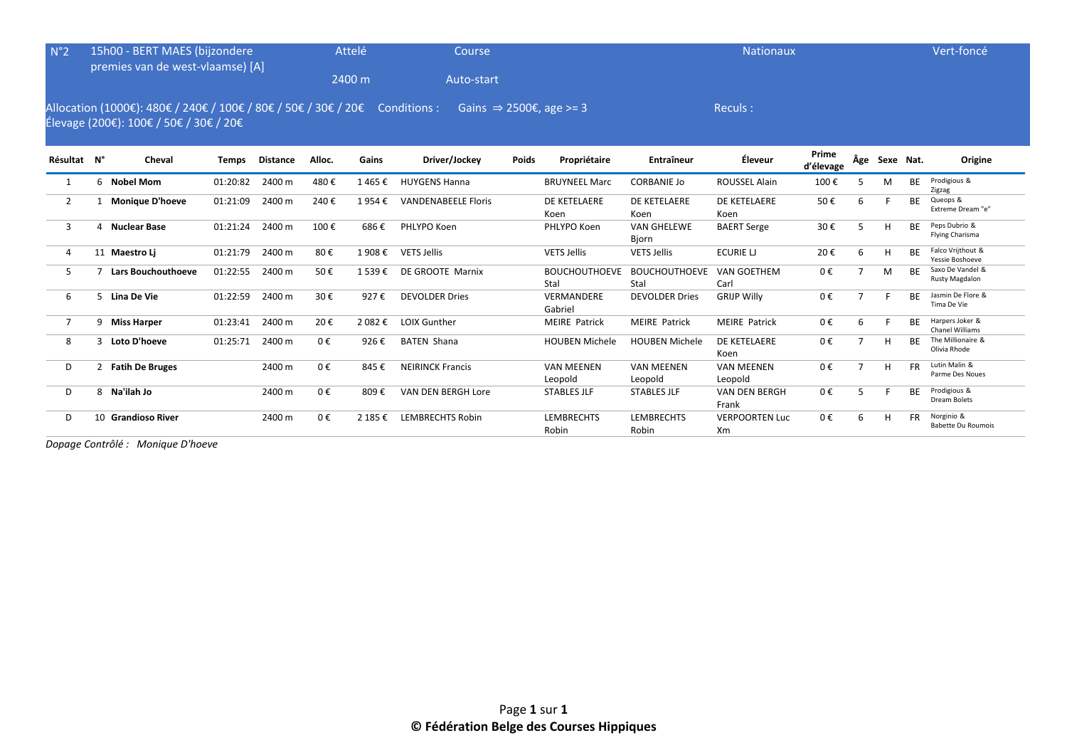| N°2 | 15h00 - BERT MAES (bijzondere premies van de west-vlaamse) [A] | Attelé | Course | Nationaux | Vert-foncé |
|---|---|---|---|---|---|
| | | 2400 m | Auto-start | | |

Allocation (1000€): 480€ / 240€ / 100€ / 80€ / 50€ / 30€ / 20€ Conditions : Gains ⇒ 2500€, age >= 3 Reculs :
Élevage (200€): 100€ / 50€ / 30€ / 20€

| Résultat | N° | Cheval | Temps | Distance | Alloc. | Gains | Driver/Jockey | Poids | Propriétaire | Entraîneur | Éleveur | Prime d'élevage | Âge | Sexe | Nat. | Origine |
|---|---|---|---|---|---|---|---|---|---|---|---|---|---|---|---|---|
| 1 | 6 | **Nobel Mom** | 01:20:82 | 2400 m | 480 € | 1 465 € | HUYGENS Hanna | | BRUYNEEL Marc | CORBANIE Jo | ROUSSEL Alain | 100 € | 5 | M | BE | Prodigious & Zigzag |
| 2 | 1 | **Monique D'hoeve** | 01:21:09 | 2400 m | 240 € | 1 954 € | VANDENABEELE Floris | | DE KETELAERE Koen | DE KETELAERE Koen | DE KETELAERE Koen | 50 € | 6 | F | BE | Queops & Extreme Dream "e" |
| 3 | 4 | **Nuclear Base** | 01:21:24 | 2400 m | 100 € | 686 € | PHLYPO Koen | | PHLYPO Koen | VAN GHELEWE Bjorn | BAERT Serge | 30 € | 5 | H | BE | Peps Dubrio & Flying Charisma |
| 4 | 11 | **Maestro Lj** | 01:21:79 | 2400 m | 80 € | 1 908 € | VETS Jellis | | VETS Jellis | VETS Jellis | ECURIE LJ | 20 € | 6 | H | BE | Falco Vrijthout & Yessie Boshoeve |
| 5 | 7 | **Lars Bouchouthoeve** | 01:22:55 | 2400 m | 50 € | 1 539 € | DE GROOTE Marnix | | BOUCHOUTHOEVE Stal | BOUCHOUTHOEVE Stal | VAN GOETHEM Carl | 0 € | 7 | M | BE | Saxo De Vandel & Rusty Magdalon |
| 6 | 5 | **Lina De Vie** | 01:22:59 | 2400 m | 30 € | 927 € | DEVOLDER Dries | | VERMANDERE Gabriel | DEVOLDER Dries | GRIJP Willy | 0 € | 7 | F | BE | Jasmin De Flore & Tima De Vie |
| 7 | 9 | **Miss Harper** | 01:23:41 | 2400 m | 20 € | 2 082 € | LOIX Gunther | | MEIRE Patrick | MEIRE Patrick | MEIRE Patrick | 0 € | 6 | F | BE | Harpers Joker & Chanel Williams |
| 8 | 3 | **Loto D'hoeve** | 01:25:71 | 2400 m | 0 € | 926 € | BATEN Shana | | HOUBEN Michele | HOUBEN Michele | DE KETELAERE Koen | 0 € | 7 | H | BE | The Millionaire & Olivia Rhode |
| D | 2 | **Fatih De Bruges** | | 2400 m | 0 € | 845 € | NEIRINCK Francis | | VAN MEENEN Leopold | VAN MEENEN Leopold | VAN MEENEN Leopold | 0 € | 7 | H | FR | Lutin Malin & Parme Des Noues |
| D | 8 | **Na'ilah Jo** | | 2400 m | 0 € | 809 € | VAN DEN BERGH Lore | | STABLES JLF | STABLES JLF | VAN DEN BERGH Frank | 0 € | 5 | F | BE | Prodigious & Dream Bolets |
| D | 10 | **Grandioso River** | | 2400 m | 0 € | 2 185 € | LEMBRECHTS Robin | | LEMBRECHTS Robin | LEMBRECHTS Robin | VERPOORTEN Luc Xm | 0 € | 6 | H | FR | Norginio & Babette Du Roumois |

*Dopage Contrôlé : Monique D'hoeve*

**© Fédération Belge des Courses Hippiques**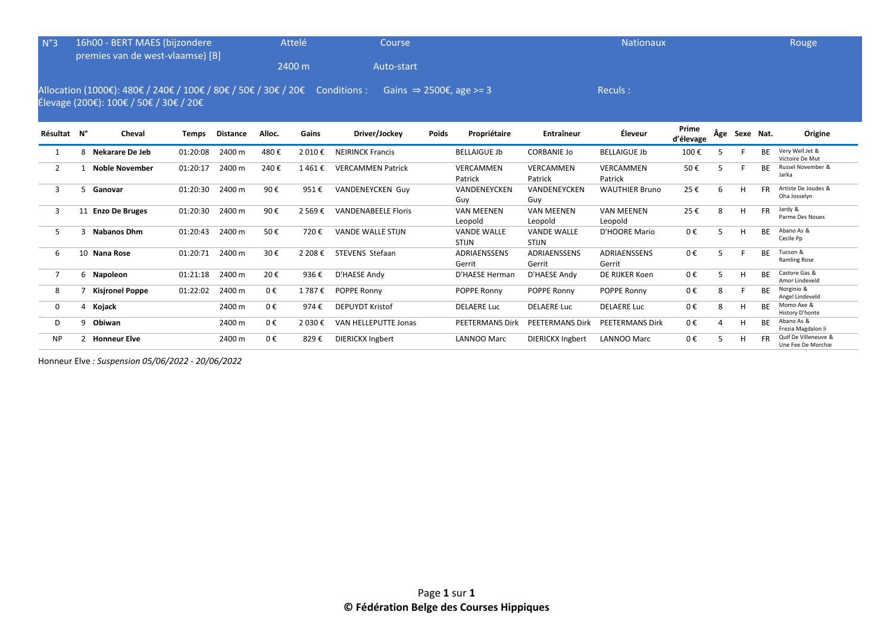N°3 | 16h00 - BERT MAES (bijzondere premies van de west-vlaamse) [B] | Attelé 2400 m | Course Auto-start | Nationaux | Rouge

Allocation (1000€): 480€ / 240€ / 100€ / 80€ / 50€ / 30€ / 20€ Conditions : Gains ⇒ 2500€, age >= 3 Reculs :
Élevage (200€): 100€ / 50€ / 30€ / 20€

| Résultat | N° | Cheval | Temps | Distance | Alloc. | Gains | Driver/Jockey | Poids | Propriétaire | Entraîneur | Éleveur | Prime d'élevage | Âge | Sexe | Nat. | Origine |
|---|---|---|---|---|---|---|---|---|---|---|---|---|---|---|---|---|
| 1 | 8 | **Nekarare De Jeb** | 01:20:08 | 2400 m | 480 € | 2 010 € | NEIRINCK Francis | | BELLAIGUE Jb | CORBANIE Jo | BELLAIGUE Jb | 100 € | 5 | F | BE | Very Well Jet & Victoire De Mut |
| 2 | 1 | **Noble November** | 01:20:17 | 2400 m | 240 € | 1 461 € | VERCAMMEN Patrick | | VERCAMMEN Patrick | VERCAMMEN Patrick | VERCAMMEN Patrick | 50 € | 5 | F | BE | Russel November & Jarka |
| 3 | 5 | **Ganovar** | 01:20:30 | 2400 m | 90 € | 951 € | VANDENEYCKEN Guy | | VANDENEYCKEN Guy | VANDENEYCKEN Guy | WAUTHIER Bruno | 25 € | 6 | H | FR | Artiste De Joudes & Oha Josselyn |
| 3 | 11 | **Enzo De Bruges** | 01:20:30 | 2400 m | 90 € | 2 569 € | VANDENABEELE Floris | | VAN MEENEN Leopold | VAN MEENEN Leopold | VAN MEENEN Leopold | 25 € | 8 | H | FR | Jardy & Parme Des Noues |
| 5 | 3 | **Nabanos Dhm** | 01:20:43 | 2400 m | 50 € | 720 € | VANDE WALLE STIJN | | VANDE WALLE STIJN | VANDE WALLE STIJN | D'HOORE Mario | 0 € | 5 | H | BE | Abano As & Cecile Pp |
| 6 | 10 | **Nana Rose** | 01:20:71 | 2400 m | 30 € | 2 208 € | STEVENS Stefaan | | ADRIAENSSENS Gerrit | ADRIAENSSENS Gerrit | ADRIAENSSENS Gerrit | 0 € | 5 | F | BE | Tucson & Ramling Rose |
| 7 | 6 | **Napoleon** | 01:21:18 | 2400 m | 20 € | 936 € | D'HAESE Andy | | D'HAESE Herman | D'HAESE Andy | DE RIJKER Koen | 0 € | 5 | H | BE | Castore Gas & Amor Lindeveld |
| 8 | 7 | **Kisjronel Poppe** | 01:22:02 | 2400 m | 0 € | 1 787 € | POPPE Ronny | | POPPE Ronny | POPPE Ronny | POPPE Ronny | 0 € | 8 | F | BE | Norginio & Angel Lindeveld |
| 0 | 4 | **Kojack** | | 2400 m | 0 € | 974 € | DEPUYDT Kristof | | DELAERE Luc | DELAERE Luc | DELAERE Luc | 0 € | 8 | H | BE | Momo Axe & History D'honte |
| D | 9 | **Obiwan** | | 2400 m | 0 € | 2 030 € | VAN HELLEPUTTE Jonas | | PEETERMANS Dirk | PEETERMANS Dirk | PEETERMANS Dirk | 0 € | 4 | H | BE | Abano As & Frezia Magdalon Ii |
| NP | 2 | **Honneur Elve** | | 2400 m | 0 € | 829 € | DIERICKX Ingbert | | LANNOO Marc | DIERICKX Ingbert | LANNOO Marc | 0 € | 5 | H | FR | Quif De Villeneuve & Une Fee De Morchie |

Honneur Elve *: Suspension 05/06/2022 - 20/06/2022*

**© Fédération Belge des Courses Hippiques**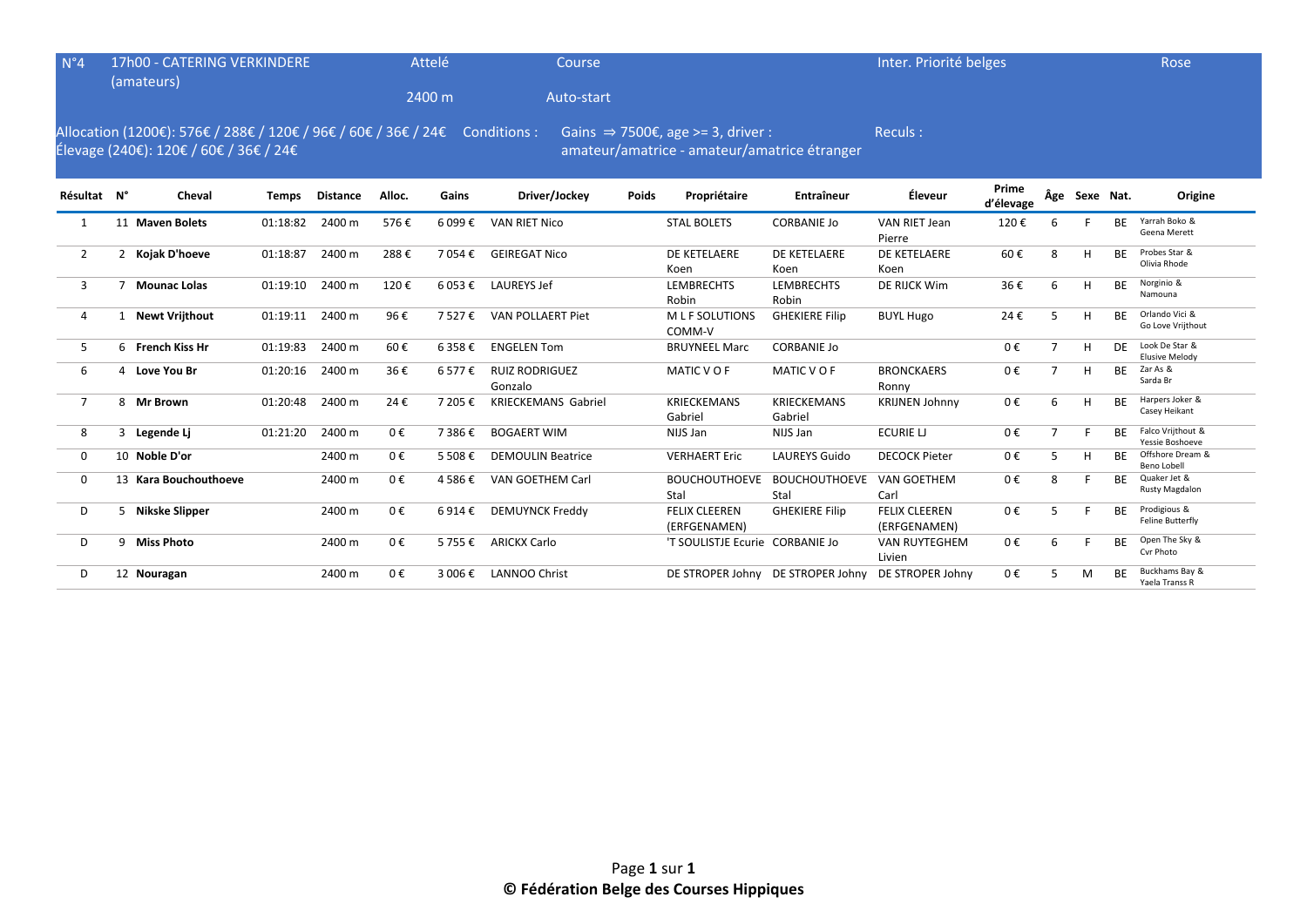| N°4 | 17h00 - CATERING VERKINDERE (amateurs) | Attelé | Course | Inter. Priorité belges | Rose |
|---|---|---|---|---|---|
| | | 2400 m | Auto-start | | |

Allocation (1200€): 576€ / 288€ / 120€ / 96€ / 60€ / 36€ / 24€
Élevage (240€): 120€ / 60€ / 36€ / 24€

Conditions : Gains ⇒ 7500€, age >= 3, driver : amateur/amatrice - amateur/amatrice étranger

Reculs :

| Résultat | N° | Cheval | Temps | Distance | Alloc. | Gains | Driver/Jockey | Poids | Propriétaire | Entraîneur | Éleveur | Prime d'élevage | Âge | Sexe | Nat. | Origine |
|---|---|---|---|---|---|---|---|---|---|---|---|---|---|---|---|---|
| 1 | 11 | **Maven Bolets** | 01:18:82 | 2400 m | 576 € | 6 099 € | VAN RIET Nico | | STAL BOLETS | CORBANIE Jo | VAN RIET Jean Pierre | 120 € | 6 | F | BE | Yarrah Boko & Geena Merett |
| 2 | 2 | **Kojak D'hoeve** | 01:18:87 | 2400 m | 288 € | 7 054 € | GEIREGAT Nico | | DE KETELAERE Koen | DE KETELAERE Koen | DE KETELAERE Koen | 60 € | 8 | H | BE | Probes Star & Olivia Rhode |
| 3 | 7 | **Mounac Lolas** | 01:19:10 | 2400 m | 120 € | 6 053 € | LAUREYS Jef | | LEMBRECHTS Robin | LEMBRECHTS Robin | DE RIJCK Wim | 36 € | 6 | H | BE | Norginio & Namouna |
| 4 | 1 | **Newt Vrijthout** | 01:19:11 | 2400 m | 96 € | 7 527 € | VAN POLLAERT Piet | | M L F SOLUTIONS COMM-V | GHEKIERE Filip | BUYL Hugo | 24 € | 5 | H | BE | Orlando Vici & Go Love Vrijthout |
| 5 | 6 | **French Kiss Hr** | 01:19:83 | 2400 m | 60 € | 6 358 € | ENGELEN Tom | | BRUYNEEL Marc | CORBANIE Jo | | 0 € | 7 | H | DE | Look De Star & Elusive Melody |
| 6 | 4 | **Love You Br** | 01:20:16 | 2400 m | 36 € | 6 577 € | RUIZ RODRIGUEZ Gonzalo | | MATIC V O F | MATIC V O F | BRONCKAERS Ronny | 0 € | 7 | H | BE | Zar As & Sarda Br |
| 7 | 8 | **Mr Brown** | 01:20:48 | 2400 m | 24 € | 7 205 € | KRIECKEMANS Gabriel | | KRIECKEMANS Gabriel | KRIECKEMANS Gabriel | KRIJNEN Johnny | 0 € | 6 | H | BE | Harpers Joker & Casey Heikant |
| 8 | 3 | **Legende Lj** | 01:21:20 | 2400 m | 0 € | 7 386 € | BOGAERT WIM | | NIJS Jan | NIJS Jan | ECURIE LJ | 0 € | 7 | F | BE | Falco Vrijthout & Yessie Boshoeve |
| 0 | 10 | **Noble D'or** | | 2400 m | 0 € | 5 508 € | DEMOULIN Beatrice | | VERHAERT Eric | LAUREYS Guido | DECOCK Pieter | 0 € | 5 | H | BE | Offshore Dream & Beno Lobell |
| 0 | 13 | **Kara Bouchouthoeve** | | 2400 m | 0 € | 4 586 € | VAN GOETHEM Carl | | BOUCHOUTHOEVE Stal | BOUCHOUTHOEVE Stal | VAN GOETHEM Carl | 0 € | 8 | F | BE | Quaker Jet & Rusty Magdalon |
| D | 5 | **Nikske Slipper** | | 2400 m | 0 € | 6 914 € | DEMUYNCK Freddy | | FELIX CLEEREN (ERFGENAMEN) | GHEKIERE Filip | FELIX CLEEREN (ERFGENAMEN) | 0 € | 5 | F | BE | Prodigious & Feline Butterfly |
| D | 9 | **Miss Photo** | | 2400 m | 0 € | 5 755 € | ARICKX Carlo | | 'T SOULISTJE Ecurie | CORBANIE Jo | VAN RUYTEGHEM Livien | 0 € | 6 | F | BE | Open The Sky & Cvr Photo |
| D | 12 | **Nouragan** | | 2400 m | 0 € | 3 006 € | LANNOO Christ | | DE STROPER Johny | DE STROPER Johny | DE STROPER Johny | 0 € | 5 | M | BE | Buckhams Bay & Yaela Transs R |

**© Fédération Belge des Courses Hippiques**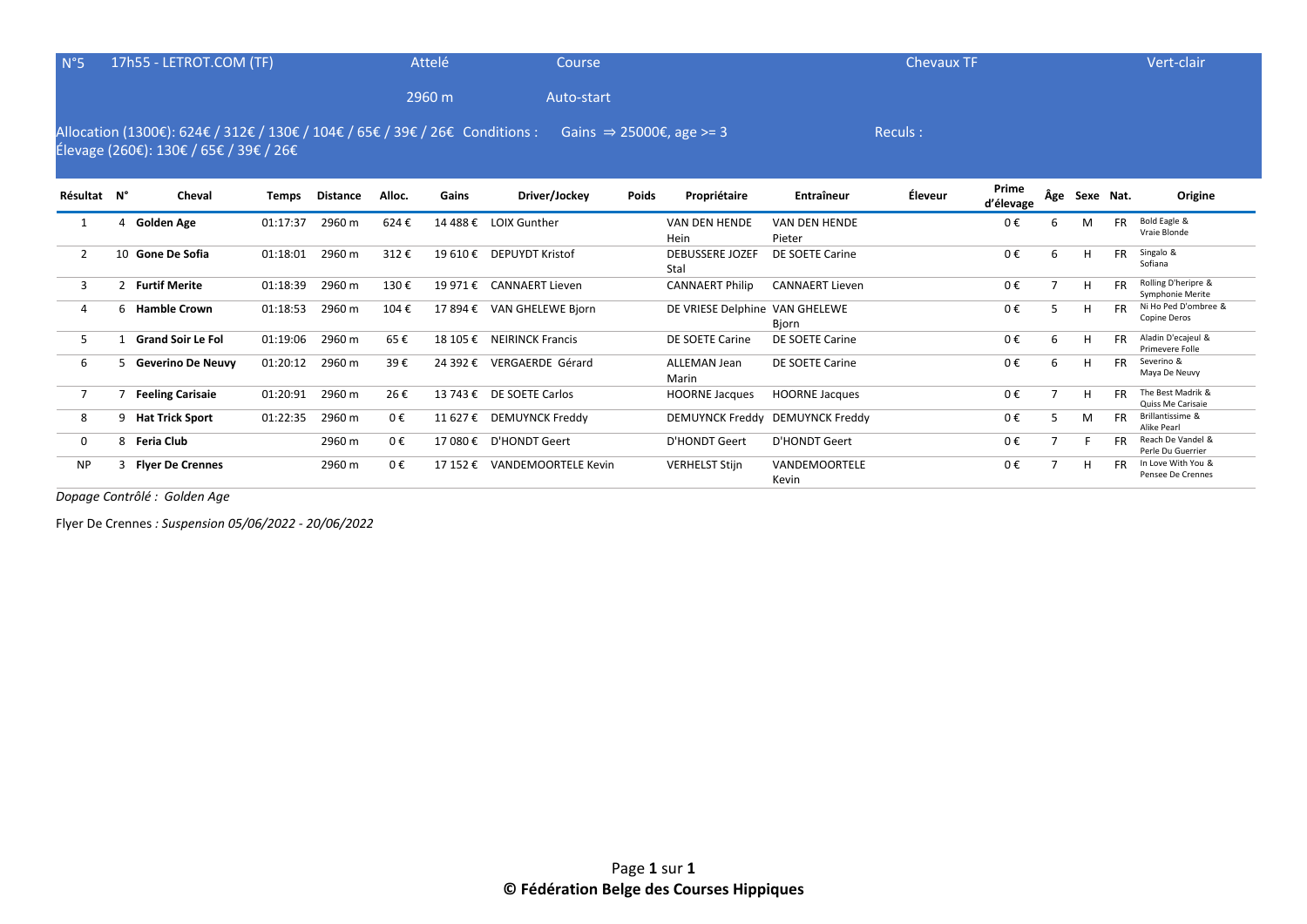N°5 | 17h55 - LETROT.COM (TF) | Attelé | Course | Chevaux TF | Vert-clair

2960 m | Auto-start

Allocation (1300€): 624€ / 312€ / 130€ / 104€ / 65€ / 39€ / 26€ Conditions : Gains ⇒ 25000€, age >= 3 Reculs :

Élevage (260€): 130€ / 65€ / 39€ / 26€

| Résultat | N° | Cheval | Temps | Distance | Alloc. | Gains | Driver/Jockey | Poids | Propriétaire | Entraîneur | Éleveur | Prime d'élevage | Âge | Sexe | Nat. | Origine |
|---|---|---|---|---|---|---|---|---|---|---|---|---|---|---|---|---|
| 1 | 4 | **Golden Age** | 01:17:37 | 2960 m | 624 € | 14 488 € | LOIX Gunther | | VAN DEN HENDE Hein | VAN DEN HENDE Pieter | | 0 € | 6 | M | FR | Bold Eagle & Vraie Blonde |
| 2 | 10 | **Gone De Sofia** | 01:18:01 | 2960 m | 312 € | 19 610 € | DEPUYDT Kristof | | DEBUSSERE JOZEF Stal | DE SOETE Carine | | 0 € | 6 | H | FR | Singalo & Sofiana |
| 3 | 2 | **Furtif Merite** | 01:18:39 | 2960 m | 130 € | 19 971 € | CANNAERT Lieven | | CANNAERT Philip | CANNAERT Lieven | | 0 € | 7 | H | FR | Rolling D'heripre & Symphonie Merite |
| 4 | 6 | **Hamble Crown** | 01:18:53 | 2960 m | 104 € | 17 894 € | VAN GHELEWE Bjorn | | DE VRIESE Delphine | VAN GHELEWE Bjorn | | 0 € | 5 | H | FR | Ni Ho Ped D'ombree & Copine Deros |
| 5 | 1 | **Grand Soir Le Fol** | 01:19:06 | 2960 m | 65 € | 18 105 € | NEIRINCK Francis | | DE SOETE Carine | DE SOETE Carine | | 0 € | 6 | H | FR | Aladin D'ecajeul & Primevere Folle |
| 6 | 5 | **Geverino De Neuvy** | 01:20:12 | 2960 m | 39 € | 24 392 € | VERGAERDE Gérard | | ALLEMAN Jean Marin | DE SOETE Carine | | 0 € | 6 | H | FR | Severino & Maya De Neuvy |
| 7 | 7 | **Feeling Carisaie** | 01:20:91 | 2960 m | 26 € | 13 743 € | DE SOETE Carlos | | HOORNE Jacques | HOORNE Jacques | | 0 € | 7 | H | FR | The Best Madrik & Quiss Me Carisaie |
| 8 | 9 | **Hat Trick Sport** | 01:22:35 | 2960 m | 0 € | 11 627 € | DEMUYNCK Freddy | | DEMUYNCK Freddy | DEMUYNCK Freddy | | 0 € | 5 | M | FR | Brillantissime & Alike Pearl |
| 0 | 8 | **Feria Club** | | 2960 m | 0 € | 17 080 € | D'HONDT Geert | | D'HONDT Geert | D'HONDT Geert | | 0 € | 7 | F | FR | Reach De Vandel & Perle Du Guerrier |
| NP | 3 | **Flyer De Crennes** | | 2960 m | 0 € | 17 152 € | VANDEMOORTELE Kevin | | VERHELST Stijn | VANDEMOORTELE Kevin | | 0 € | 7 | H | FR | In Love With You & Pensee De Crennes |

*Dopage Contrôlé : Golden Age*

Flyer De Crennes *: Suspension 05/06/2022 - 20/06/2022*

**© Fédération Belge des Courses Hippiques**